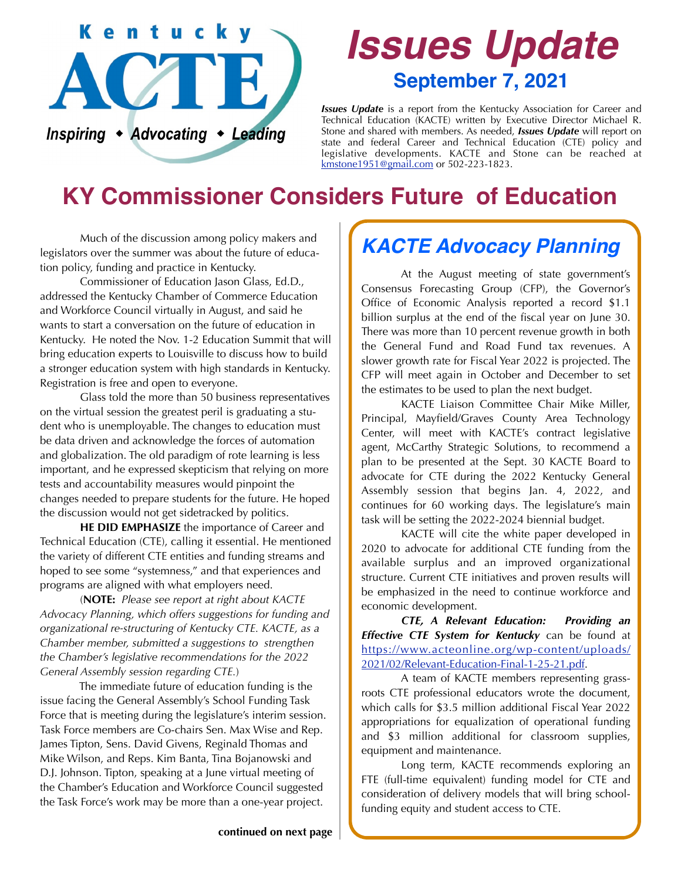Kentucky ACTE

*Inspiring ◆ Advocating ◆ Leading*

# *Issues Update*

## September 7, 2021

***Issues Update*** is a report from the Kentucky Association for Career and Technical Education (KACTE) written by Executive Director Michael R. Stone and shared with members. As needed, ***Issues Update*** will report on state and federal Career and Technical Education (CTE) policy and legislative developments. KACTE and Stone can be reached at kmstone1951@gmail.com or 502-223-1823.

# KY Commissioner Considers Future of Education

Much of the discussion among policy makers and legislators over the summer was about the future of education policy, funding and practice in Kentucky.

Commissioner of Education Jason Glass, Ed.D., addressed the Kentucky Chamber of Commerce Education and Workforce Council virtually in August, and said he wants to start a conversation on the future of education in Kentucky. He noted the Nov. 1-2 Education Summit that will bring education experts to Louisville to discuss how to build a stronger education system with high standards in Kentucky. Registration is free and open to everyone.

Glass told the more than 50 business representatives on the virtual session the greatest peril is graduating a student who is unemployable. The changes to education must be data driven and acknowledge the forces of automation and globalization. The old paradigm of rote learning is less important, and he expressed skepticism that relying on more tests and accountability measures would pinpoint the changes needed to prepare students for the future. He hoped the discussion would not get sidetracked by politics.

**HE DID EMPHASIZE** the importance of Career and Technical Education (CTE), calling it essential. He mentioned the variety of different CTE entities and funding streams and hoped to see some "systemness," and that experiences and programs are aligned with what employers need.

(**NOTE:** *Please see report at right about KACTE Advocacy Planning, which offers suggestions for funding and organizational re-structuring of Kentucky CTE. KACTE, as a Chamber member, submitted a suggestions to strengthen the Chamber's legislative recommendations for the 2022 General Assembly session regarding CTE.*)

The immediate future of education funding is the issue facing the General Assembly's School Funding Task Force that is meeting during the legislature's interim session. Task Force members are Co-chairs Sen. Max Wise and Rep. James Tipton, Sens. David Givens, Reginald Thomas and Mike Wilson, and Reps. Kim Banta, Tina Bojanowski and D.J. Johnson. Tipton, speaking at a June virtual meeting of the Chamber's Education and Workforce Council suggested the Task Force's work may be more than a one-year project.

**continued on next page**

## *KACTE Advocacy Planning*

At the August meeting of state government's Consensus Forecasting Group (CFP), the Governor's Office of Economic Analysis reported a record $1.1 billion surplus at the end of the fiscal year on June 30. There was more than 10 percent revenue growth in both the General Fund and Road Fund tax revenues. A slower growth rate for Fiscal Year 2022 is projected. The CFP will meet again in October and December to set the estimates to be used to plan the next budget.

KACTE Liaison Committee Chair Mike Miller, Principal, Mayfield/Graves County Area Technology Center, will meet with KACTE's contract legislative agent, McCarthy Strategic Solutions, to recommend a plan to be presented at the Sept. 30 KACTE Board to advocate for CTE during the 2022 Kentucky General Assembly session that begins Jan. 4, 2022, and continues for 60 working days. The legislature's main task will be setting the 2022-2024 biennial budget.

KACTE will cite the white paper developed in 2020 to advocate for additional CTE funding from the available surplus and an improved organizational structure. Current CTE initiatives and proven results will be emphasized in the need to continue workforce and economic development.

***CTE, A Relevant Education: Providing an Effective CTE System for Kentucky*** can be found at https://www.acteonline.org/wp-content/uploads/2021/02/Relevant-Education-Final-1-25-21.pdf.

A team of KACTE members representing grassroots CTE professional educators wrote the document, which calls for $3.5 million additional Fiscal Year 2022 appropriations for equalization of operational funding and $3 million additional for classroom supplies, equipment and maintenance.

Long term, KACTE recommends exploring an FTE (full-time equivalent) funding model for CTE and consideration of delivery models that will bring school-funding equity and student access to CTE.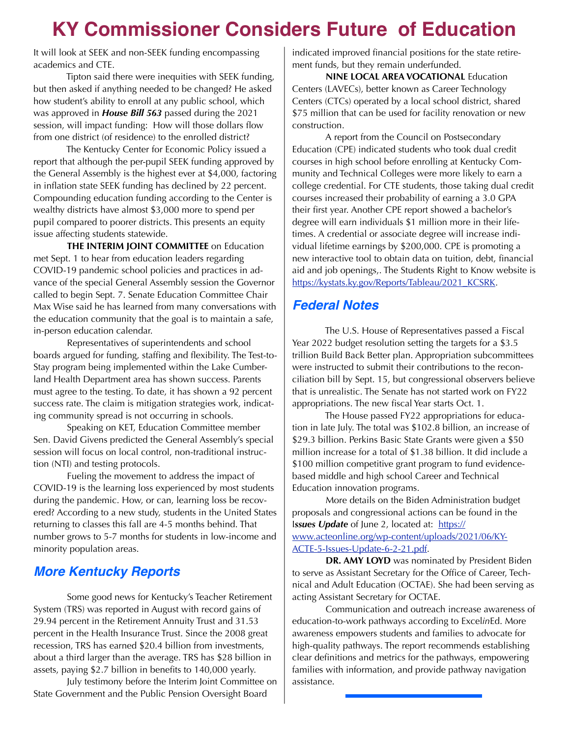# KY Commissioner Considers Future of Education

It will look at SEEK and non-SEEK funding encompassing academics and CTE.

Tipton said there were inequities with SEEK funding, but then asked if anything needed to be changed? He asked how student's ability to enroll at any public school, which was approved in ***House Bill 563*** passed during the 2021 session, will impact funding: How will those dollars flow from one district (of residence) to the enrolled district?

The Kentucky Center for Economic Policy issued a report that although the per-pupil SEEK funding approved by the General Assembly is the highest ever at $4,000, factoring in inflation state SEEK funding has declined by 22 percent. Compounding education funding according to the Center is wealthy districts have almost $3,000 more to spend per pupil compared to poorer districts. This presents an equity issue affecting students statewide.

**THE INTERIM JOINT COMMITTEE** on Education met Sept. 1 to hear from education leaders regarding COVID-19 pandemic school policies and practices in advance of the special General Assembly session the Governor called to begin Sept. 7. Senate Education Committee Chair Max Wise said he has learned from many conversations with the education community that the goal is to maintain a safe, in-person education calendar.

Representatives of superintendents and school boards argued for funding, staffing and flexibility. The Test-to-Stay program being implemented within the Lake Cumberland Health Department area has shown success. Parents must agree to the testing. To date, it has shown a 92 percent success rate. The claim is mitigation strategies work, indicating community spread is not occurring in schools.

Speaking on KET, Education Committee member Sen. David Givens predicted the General Assembly's special session will focus on local control, non-traditional instruction (NTI) and testing protocols.

Fueling the movement to address the impact of COVID-19 is the learning loss experienced by most students during the pandemic. How, or can, learning loss be recovered? According to a new study, students in the United States returning to classes this fall are 4-5 months behind. That number grows to 5-7 months for students in low-income and minority population areas.

## *More Kentucky Reports*

Some good news for Kentucky's Teacher Retirement System (TRS) was reported in August with record gains of 29.94 percent in the Retirement Annuity Trust and 31.53 percent in the Health Insurance Trust. Since the 2008 great recession, TRS has earned $20.4 billion from investments, about a third larger than the average. TRS has $28 billion in assets, paying $2.7 billion in benefits to 140,000 yearly.

July testimony before the Interim Joint Committee on State Government and the Public Pension Oversight Board indicated improved financial positions for the state retirement funds, but they remain underfunded.

**NINE LOCAL AREA VOCATIONAL** Education Centers (LAVECs), better known as Career Technology Centers (CTCs) operated by a local school district, shared $75 million that can be used for facility renovation or new construction.

A report from the Council on Postsecondary Education (CPE) indicated students who took dual credit courses in high school before enrolling at Kentucky Community and Technical Colleges were more likely to earn a college credential. For CTE students, those taking dual credit courses increased their probability of earning a 3.0 GPA their first year. Another CPE report showed a bachelor's degree will earn individuals $1 million more in their lifetimes. A credential or associate degree will increase individual lifetime earnings by $200,000. CPE is promoting a new interactive tool to obtain data on tuition, debt, financial aid and job openings,. The Students Right to Know website is https://kystats.ky.gov/Reports/Tableau/2021_KCSRK.

## *Federal Notes*

The U.S. House of Representatives passed a Fiscal Year 2022 budget resolution setting the targets for a $3.5 trillion Build Back Better plan. Appropriation subcommittees were instructed to submit their contributions to the reconciliation bill by Sept. 15, but congressional observers believe that is unrealistic. The Senate has not started work on FY22 appropriations. The new fiscal Year starts Oct. 1.

The House passed FY22 appropriations for education in late July. The total was $102.8 billion, an increase of $29.3 billion. Perkins Basic State Grants were given a $50 million increase for a total of $1.38 billion. It did include a $100 million competitive grant program to fund evidence-based middle and high school Career and Technical Education innovation programs.

More details on the Biden Administration budget proposals and congressional actions can be found in the ***Issues Update*** of June 2, located at: https://www.acteonline.org/wp-content/uploads/2021/06/KY-ACTE-5-Issues-Update-6-2-21.pdf.

**DR. AMY LOYD** was nominated by President Biden to serve as Assistant Secretary for the Office of Career, Technical and Adult Education (OCTAE). She had been serving as acting Assistant Secretary for OCTAE.

Communication and outreach increase awareness of education-to-work pathways according to Excel*in*Ed. More awareness empowers students and families to advocate for high-quality pathways. The report recommends establishing clear definitions and metrics for the pathways, empowering families with information, and provide pathway navigation assistance.